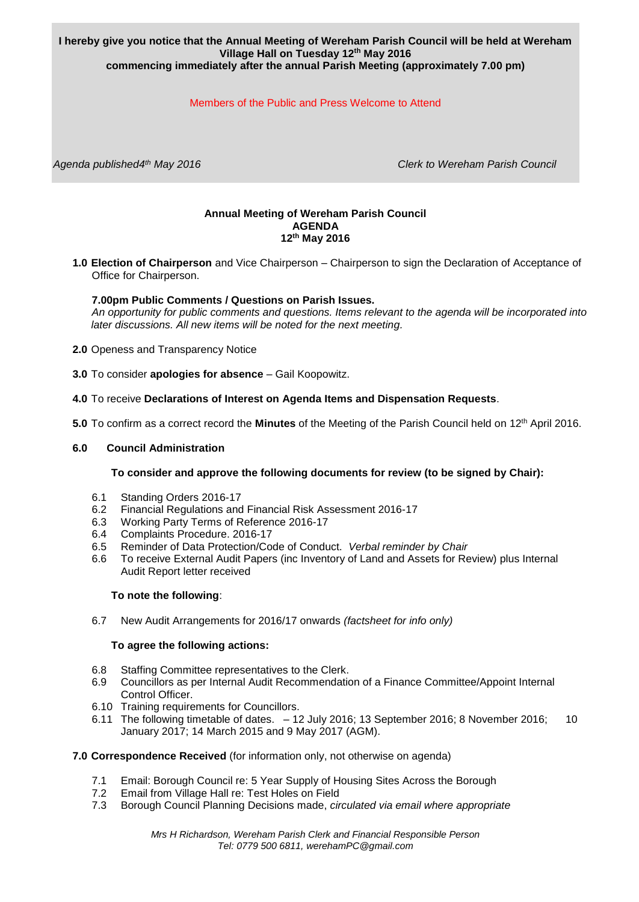**I hereby give you notice that the Annual Meeting of Wereham Parish Council will be held at Wereham Village Hall on Tuesday 12th May 2016**
**commencing immediately after the annual Parish Meeting (approximately 7.00 pm)**

Members of the Public and Press Welcome to Attend

*Agenda published4th May 2016* *Clerk to Wereham Parish Council*

## Annual Meeting of Wereham Parish Council
## AGENDA
## 12th May 2016

**1.0 Election of Chairperson** and Vice Chairperson – Chairperson to sign the Declaration of Acceptance of Office for Chairperson.

**7.00pm Public Comments / Questions on Parish Issues.**
*An opportunity for public comments and questions. Items relevant to the agenda will be incorporated into later discussions. All new items will be noted for the next meeting.*

**2.0** Openess and Transparency Notice

**3.0** To consider **apologies for absence** – Gail Koopowitz.

**4.0** To receive **Declarations of Interest on Agenda Items and Dispensation Requests**.

**5.0** To confirm as a correct record the **Minutes** of the Meeting of the Parish Council held on 12th April 2016.

**6.0 Council Administration**

**To consider and approve the following documents for review (to be signed by Chair):**

6.1 Standing Orders 2016-17
6.2 Financial Regulations and Financial Risk Assessment 2016-17
6.3 Working Party Terms of Reference 2016-17
6.4 Complaints Procedure. 2016-17
6.5 Reminder of Data Protection/Code of Conduct. *Verbal reminder by Chair*
6.6 To receive External Audit Papers (inc Inventory of Land and Assets for Review) plus Internal Audit Report letter received

**To note the following**:

6.7 New Audit Arrangements for 2016/17 onwards *(factsheet for info only)*

**To agree the following actions:**

6.8 Staffing Committee representatives to the Clerk.
6.9 Councillors as per Internal Audit Recommendation of a Finance Committee/Appoint Internal Control Officer.
6.10 Training requirements for Councillors.
6.11 The following timetable of dates. – 12 July 2016; 13 September 2016; 8 November 2016; 10 January 2017; 14 March 2015 and 9 May 2017 (AGM).

**7.0 Correspondence Received** (for information only, not otherwise on agenda)

7.1 Email: Borough Council re: 5 Year Supply of Housing Sites Across the Borough
7.2 Email from Village Hall re: Test Holes on Field
7.3 Borough Council Planning Decisions made, *circulated via email where appropriate*

*Mrs H Richardson, Wereham Parish Clerk and Financial Responsible Person*
*Tel: 0779 500 6811, werehamPC@gmail.com*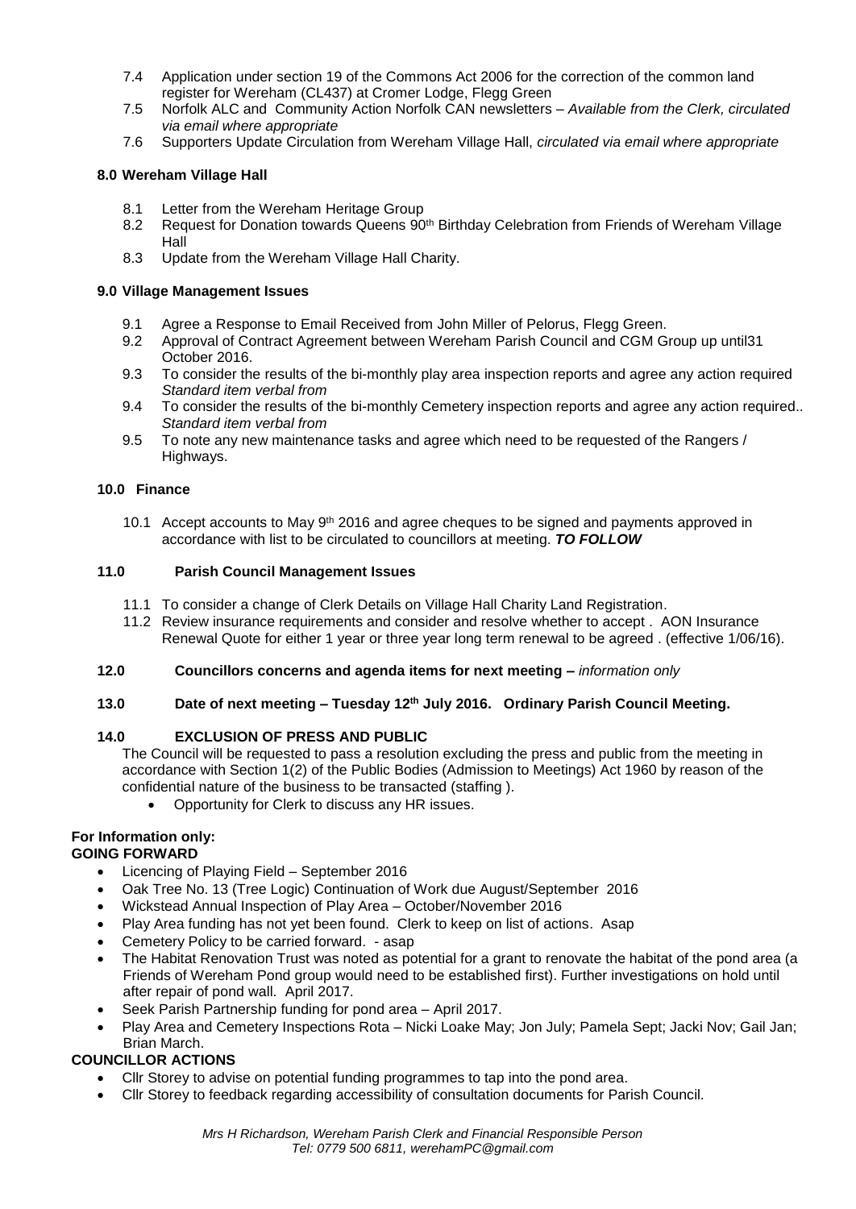7.4 Application under section 19 of the Commons Act 2006 for the correction of the common land register for Wereham (CL437) at Cromer Lodge, Flegg Green

7.5 Norfolk ALC and Community Action Norfolk CAN newsletters – *Available from the Clerk, circulated via email where appropriate*

7.6 Supporters Update Circulation from Wereham Village Hall, *circulated via email where appropriate*

**8.0 Wereham Village Hall**

8.1 Letter from the Wereham Heritage Group

8.2 Request for Donation towards Queens 90th Birthday Celebration from Friends of Wereham Village Hall

8.3 Update from the Wereham Village Hall Charity.

**9.0 Village Management Issues**

9.1 Agree a Response to Email Received from John Miller of Pelorus, Flegg Green.

9.2 Approval of Contract Agreement between Wereham Parish Council and CGM Group up until31 October 2016.

9.3 To consider the results of the bi-monthly play area inspection reports and agree any action required *Standard item verbal from*

9.4 To consider the results of the bi-monthly Cemetery inspection reports and agree any action required.. *Standard item verbal from*

9.5 To note any new maintenance tasks and agree which need to be requested of the Rangers / Highways.

**10.0 Finance**

10.1 Accept accounts to May 9th 2016 and agree cheques to be signed and payments approved in accordance with list to be circulated to councillors at meeting. ***TO FOLLOW***

**11.0 Parish Council Management Issues**

11.1 To consider a change of Clerk Details on Village Hall Charity Land Registration.

11.2 Review insurance requirements and consider and resolve whether to accept . AON Insurance Renewal Quote for either 1 year or three year long term renewal to be agreed . (effective 1/06/16).

**12.0 Councillors concerns and agenda items for next meeting –** *information only*

**13.0 Date of next meeting – Tuesday 12th July 2016. Ordinary Parish Council Meeting.**

**14.0 EXCLUSION OF PRESS AND PUBLIC**

The Council will be requested to pass a resolution excluding the press and public from the meeting in accordance with Section 1(2) of the Public Bodies (Admission to Meetings) Act 1960 by reason of the confidential nature of the business to be transacted (staffing ).

- Opportunity for Clerk to discuss any HR issues.

**For Information only:**

**GOING FORWARD**

- Licencing of Playing Field – September 2016
- Oak Tree No. 13 (Tree Logic) Continuation of Work due August/September 2016
- Wickstead Annual Inspection of Play Area – October/November 2016
- Play Area funding has not yet been found. Clerk to keep on list of actions. Asap
- Cemetery Policy to be carried forward. - asap
- The Habitat Renovation Trust was noted as potential for a grant to renovate the habitat of the pond area (a Friends of Wereham Pond group would need to be established first). Further investigations on hold until after repair of pond wall. April 2017.
- Seek Parish Partnership funding for pond area – April 2017.
- Play Area and Cemetery Inspections Rota – Nicki Loake May; Jon July; Pamela Sept; Jacki Nov; Gail Jan; Brian March.

**COUNCILLOR ACTIONS**

- Cllr Storey to advise on potential funding programmes to tap into the pond area.
- Cllr Storey to feedback regarding accessibility of consultation documents for Parish Council.

*Mrs H Richardson, Wereham Parish Clerk and Financial Responsible Person*
*Tel: 0779 500 6811, werehamPC@gmail.com*